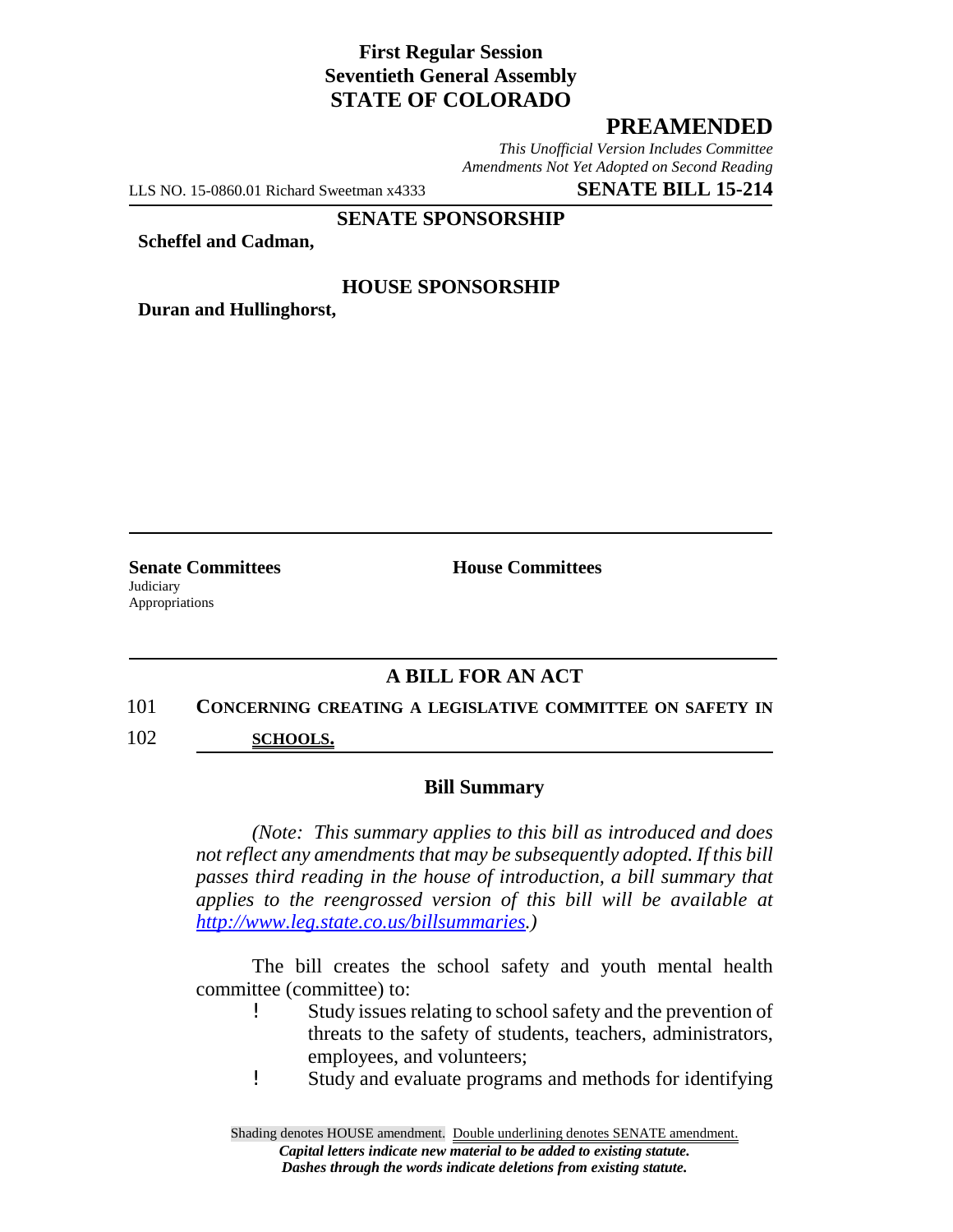**First Regular Session**
**Seventieth General Assembly**
**STATE OF COLORADO**

## PREAMENDED

*This Unofficial Version Includes Committee Amendments Not Yet Adopted on Second Reading*

LLS NO. 15-0860.01 Richard Sweetman x4333 **SENATE BILL 15-214**

**SENATE SPONSORSHIP**

**Scheffel and Cadman,**

**HOUSE SPONSORSHIP**

**Duran and Hullinghorst,**

**Senate Committees**
Judiciary
Appropriations

**House Committees**

## A BILL FOR AN ACT

101 **CONCERNING CREATING A LEGISLATIVE COMMITTEE ON SAFETY IN**
102 **SCHOOLS.**

### Bill Summary

*(Note: This summary applies to this bill as introduced and does not reflect any amendments that may be subsequently adopted. If this bill passes third reading in the house of introduction, a bill summary that applies to the reengrossed version of this bill will be available at http://www.leg.state.co.us/billsummaries.)*

The bill creates the school safety and youth mental health committee (committee) to:

- Study issues relating to school safety and the prevention of threats to the safety of students, teachers, administrators, employees, and volunteers;
- Study and evaluate programs and methods for identifying

Shading denotes HOUSE amendment. Double underlining denotes SENATE amendment.
*Capital letters indicate new material to be added to existing statute.*
*Dashes through the words indicate deletions from existing statute.*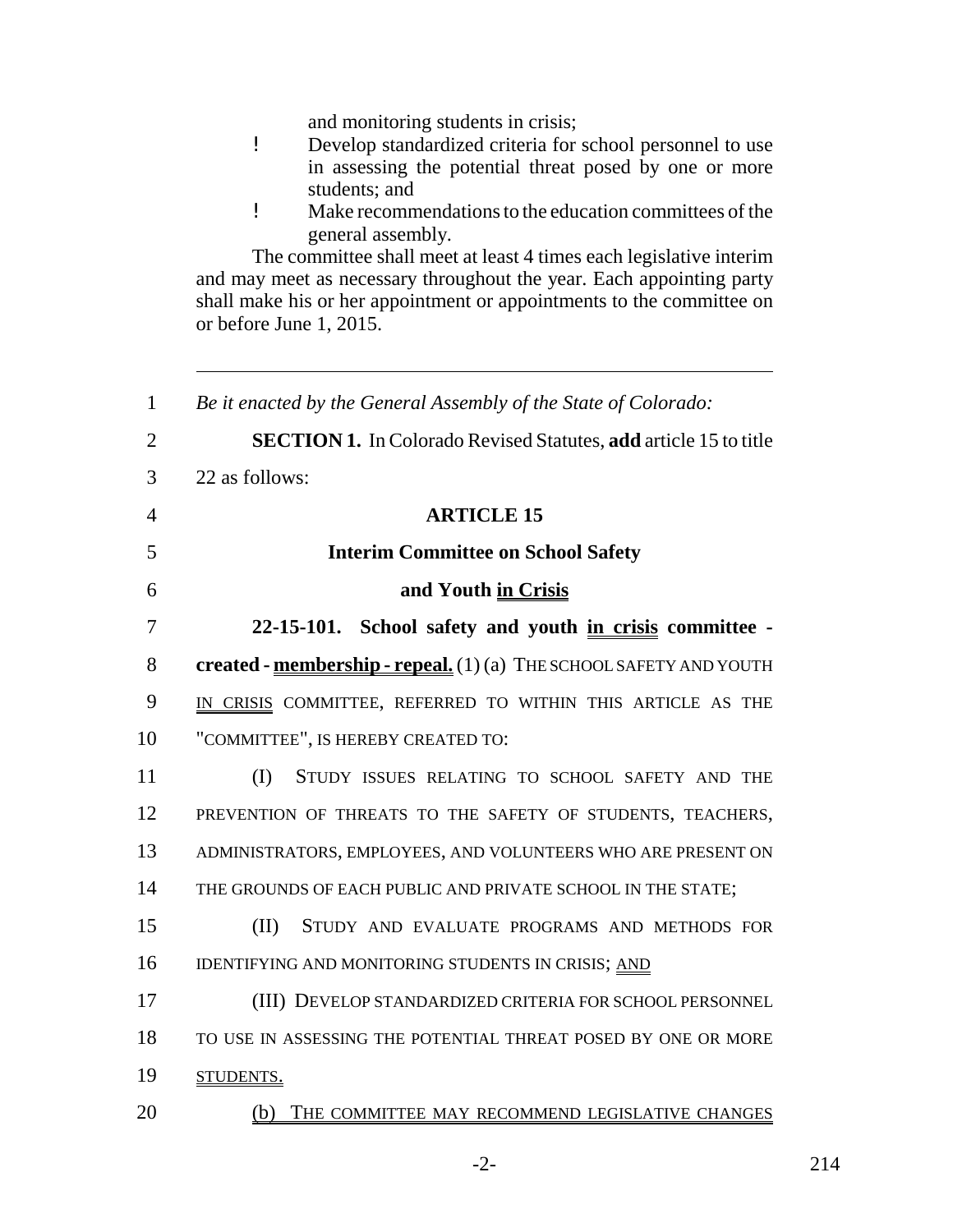and monitoring students in crisis;

- Develop standardized criteria for school personnel to use in assessing the potential threat posed by one or more students; and
- Make recommendations to the education committees of the general assembly.

The committee shall meet at least 4 times each legislative interim and may meet as necessary throughout the year. Each appointing party shall make his or her appointment or appointments to the committee on or before June 1, 2015.

---

1 *Be it enacted by the General Assembly of the State of Colorado:*

2 **SECTION 1.** In Colorado Revised Statutes, **add** article 15 to title
3 22 as follows:

4 **ARTICLE 15**

5 **Interim Committee on School Safety**

6 **and Youth in Crisis**

7 **22-15-101. School safety and youth in crisis committee -**
8 **created - membership - repeal.** (1) (a) THE SCHOOL SAFETY AND YOUTH
9 IN CRISIS COMMITTEE, REFERRED TO WITHIN THIS ARTICLE AS THE
10 "COMMITTEE", IS HEREBY CREATED TO:

11 (I) STUDY ISSUES RELATING TO SCHOOL SAFETY AND THE
12 PREVENTION OF THREATS TO THE SAFETY OF STUDENTS, TEACHERS,
13 ADMINISTRATORS, EMPLOYEES, AND VOLUNTEERS WHO ARE PRESENT ON
14 THE GROUNDS OF EACH PUBLIC AND PRIVATE SCHOOL IN THE STATE;

15 (II) STUDY AND EVALUATE PROGRAMS AND METHODS FOR
16 IDENTIFYING AND MONITORING STUDENTS IN CRISIS; AND

17 (III) DEVELOP STANDARDIZED CRITERIA FOR SCHOOL PERSONNEL
18 TO USE IN ASSESSING THE POTENTIAL THREAT POSED BY ONE OR MORE
19 STUDENTS.

20 (b) THE COMMITTEE MAY RECOMMEND LEGISLATIVE CHANGES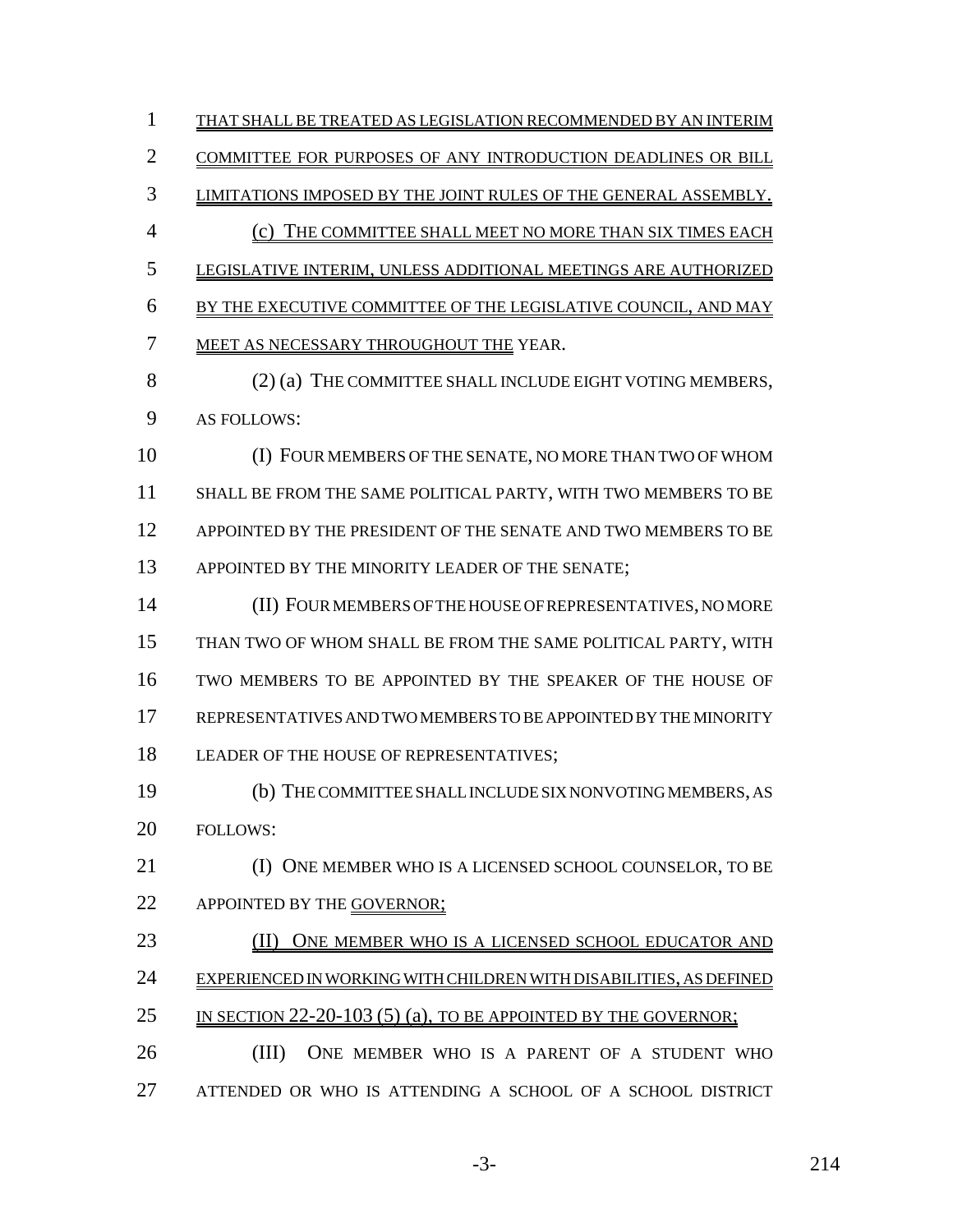THAT SHALL BE TREATED AS LEGISLATION RECOMMENDED BY AN INTERIM COMMITTEE FOR PURPOSES OF ANY INTRODUCTION DEADLINES OR BILL LIMITATIONS IMPOSED BY THE JOINT RULES OF THE GENERAL ASSEMBLY.

(c) THE COMMITTEE SHALL MEET NO MORE THAN SIX TIMES EACH LEGISLATIVE INTERIM, UNLESS ADDITIONAL MEETINGS ARE AUTHORIZED BY THE EXECUTIVE COMMITTEE OF THE LEGISLATIVE COUNCIL, AND MAY MEET AS NECESSARY THROUGHOUT THE YEAR.

(2) (a) THE COMMITTEE SHALL INCLUDE EIGHT VOTING MEMBERS, AS FOLLOWS:

(I) FOUR MEMBERS OF THE SENATE, NO MORE THAN TWO OF WHOM SHALL BE FROM THE SAME POLITICAL PARTY, WITH TWO MEMBERS TO BE APPOINTED BY THE PRESIDENT OF THE SENATE AND TWO MEMBERS TO BE APPOINTED BY THE MINORITY LEADER OF THE SENATE;

(II) FOUR MEMBERS OF THE HOUSE OF REPRESENTATIVES, NO MORE THAN TWO OF WHOM SHALL BE FROM THE SAME POLITICAL PARTY, WITH TWO MEMBERS TO BE APPOINTED BY THE SPEAKER OF THE HOUSE OF REPRESENTATIVES AND TWO MEMBERS TO BE APPOINTED BY THE MINORITY LEADER OF THE HOUSE OF REPRESENTATIVES;

(b) THE COMMITTEE SHALL INCLUDE SIX NONVOTING MEMBERS, AS FOLLOWS:

(I) ONE MEMBER WHO IS A LICENSED SCHOOL COUNSELOR, TO BE APPOINTED BY THE GOVERNOR;

(II) ONE MEMBER WHO IS A LICENSED SCHOOL EDUCATOR AND EXPERIENCED IN WORKING WITH CHILDREN WITH DISABILITIES, AS DEFINED IN SECTION 22-20-103 (5) (a), TO BE APPOINTED BY THE GOVERNOR;

(III) ONE MEMBER WHO IS A PARENT OF A STUDENT WHO ATTENDED OR WHO IS ATTENDING A SCHOOL OF A SCHOOL DISTRICT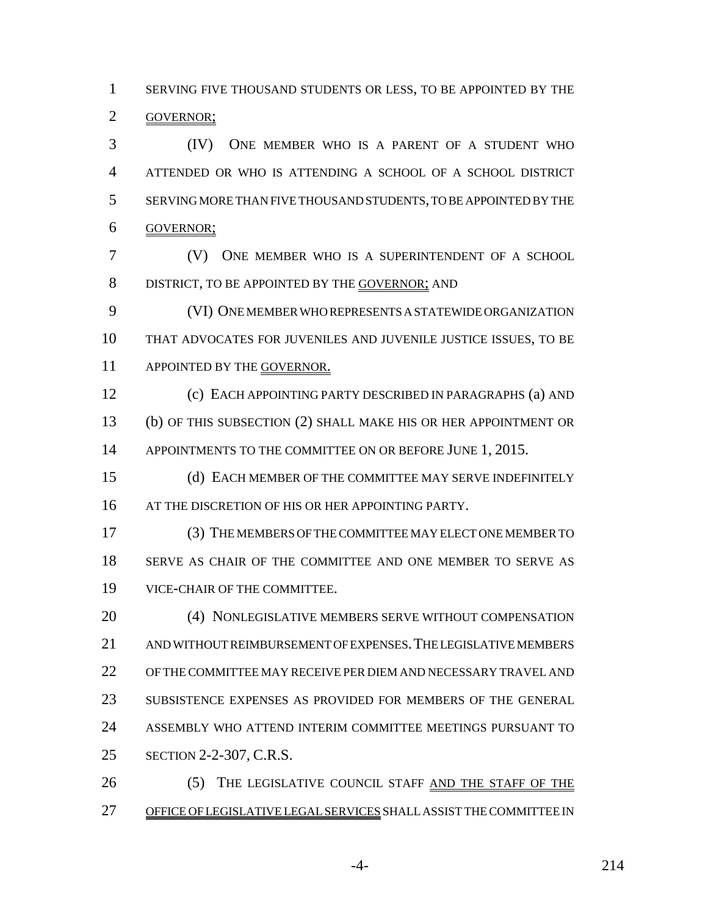SERVING FIVE THOUSAND STUDENTS OR LESS, TO BE APPOINTED BY THE GOVERNOR;

(IV) ONE MEMBER WHO IS A PARENT OF A STUDENT WHO ATTENDED OR WHO IS ATTENDING A SCHOOL OF A SCHOOL DISTRICT SERVING MORE THAN FIVE THOUSAND STUDENTS, TO BE APPOINTED BY THE GOVERNOR;

(V) ONE MEMBER WHO IS A SUPERINTENDENT OF A SCHOOL DISTRICT, TO BE APPOINTED BY THE GOVERNOR; AND

(VI) ONE MEMBER WHO REPRESENTS A STATEWIDE ORGANIZATION THAT ADVOCATES FOR JUVENILES AND JUVENILE JUSTICE ISSUES, TO BE APPOINTED BY THE GOVERNOR.

(c) EACH APPOINTING PARTY DESCRIBED IN PARAGRAPHS (a) AND (b) OF THIS SUBSECTION (2) SHALL MAKE HIS OR HER APPOINTMENT OR APPOINTMENTS TO THE COMMITTEE ON OR BEFORE JUNE 1, 2015.

(d) EACH MEMBER OF THE COMMITTEE MAY SERVE INDEFINITELY AT THE DISCRETION OF HIS OR HER APPOINTING PARTY.

(3) THE MEMBERS OF THE COMMITTEE MAY ELECT ONE MEMBER TO SERVE AS CHAIR OF THE COMMITTEE AND ONE MEMBER TO SERVE AS VICE-CHAIR OF THE COMMITTEE.

(4) NONLEGISLATIVE MEMBERS SERVE WITHOUT COMPENSATION AND WITHOUT REIMBURSEMENT OF EXPENSES. THE LEGISLATIVE MEMBERS OF THE COMMITTEE MAY RECEIVE PER DIEM AND NECESSARY TRAVEL AND SUBSISTENCE EXPENSES AS PROVIDED FOR MEMBERS OF THE GENERAL ASSEMBLY WHO ATTEND INTERIM COMMITTEE MEETINGS PURSUANT TO SECTION 2-2-307, C.R.S.

(5) THE LEGISLATIVE COUNCIL STAFF AND THE STAFF OF THE OFFICE OF LEGISLATIVE LEGAL SERVICES SHALL ASSIST THE COMMITTEE IN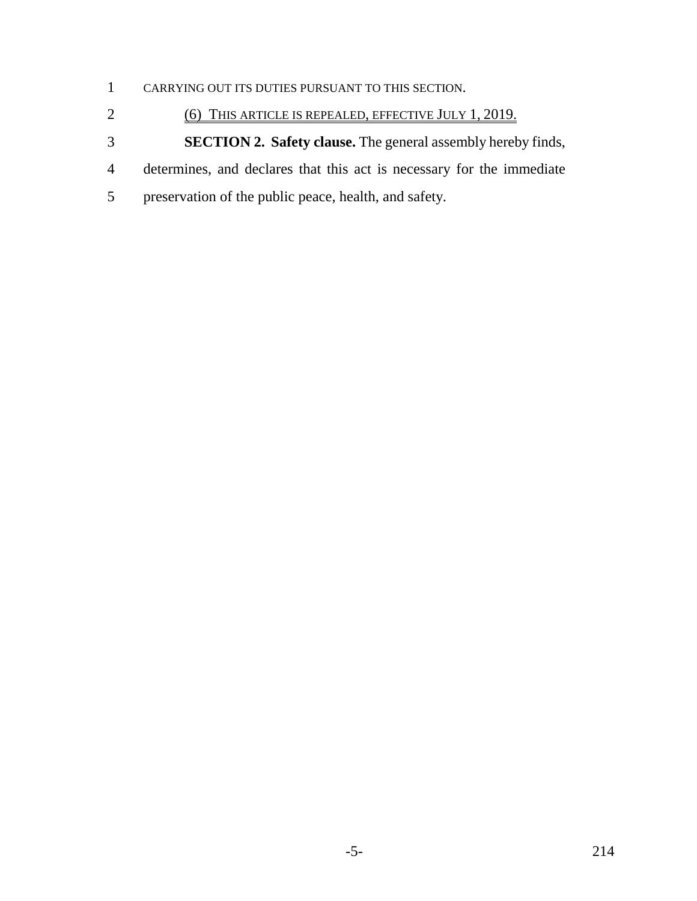CARRYING OUT ITS DUTIES PURSUANT TO THIS SECTION.

(6) THIS ARTICLE IS REPEALED, EFFECTIVE JULY 1, 2019.

**SECTION 2. Safety clause.** The general assembly hereby finds, determines, and declares that this act is necessary for the immediate preservation of the public peace, health, and safety.